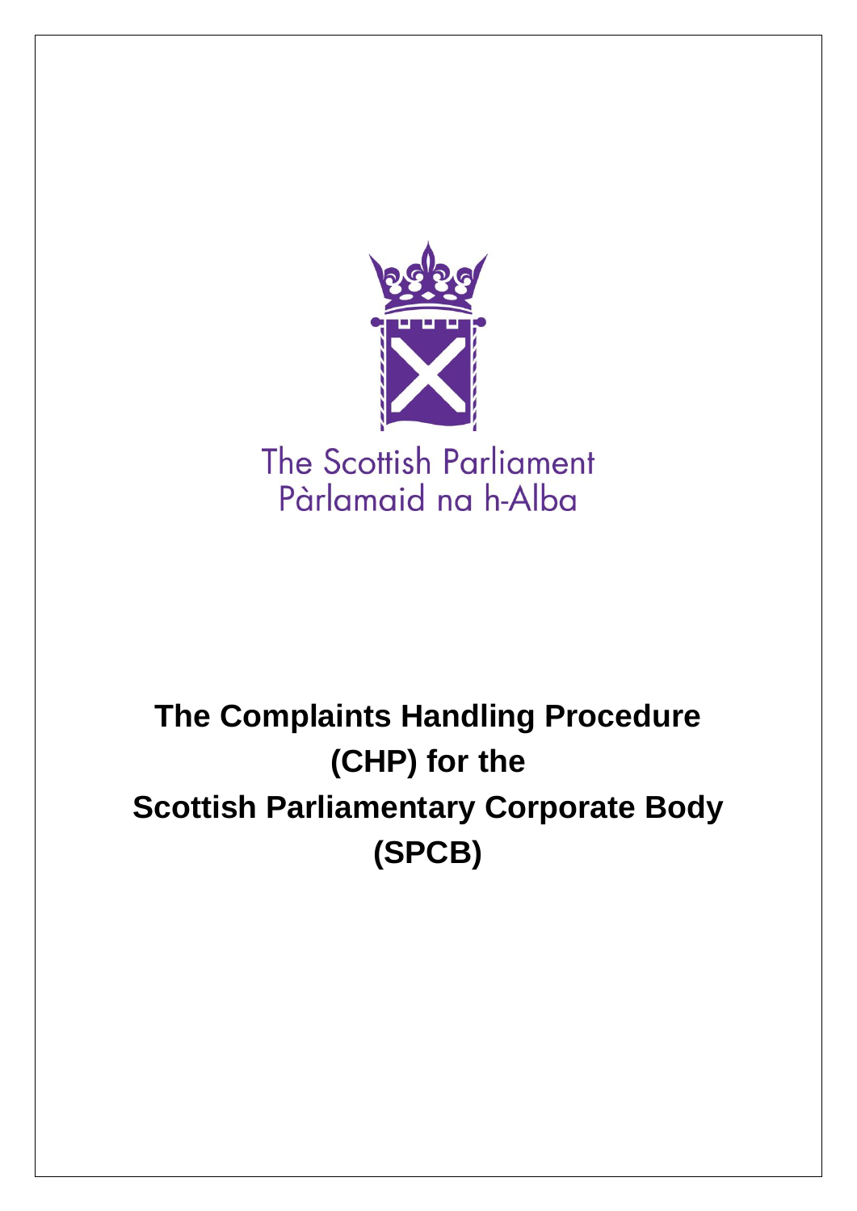The Scottish Parliament
Pàrlamaid na h-Alba

# The Complaints Handling Procedure (CHP) for the Scottish Parliamentary Corporate Body (SPCB)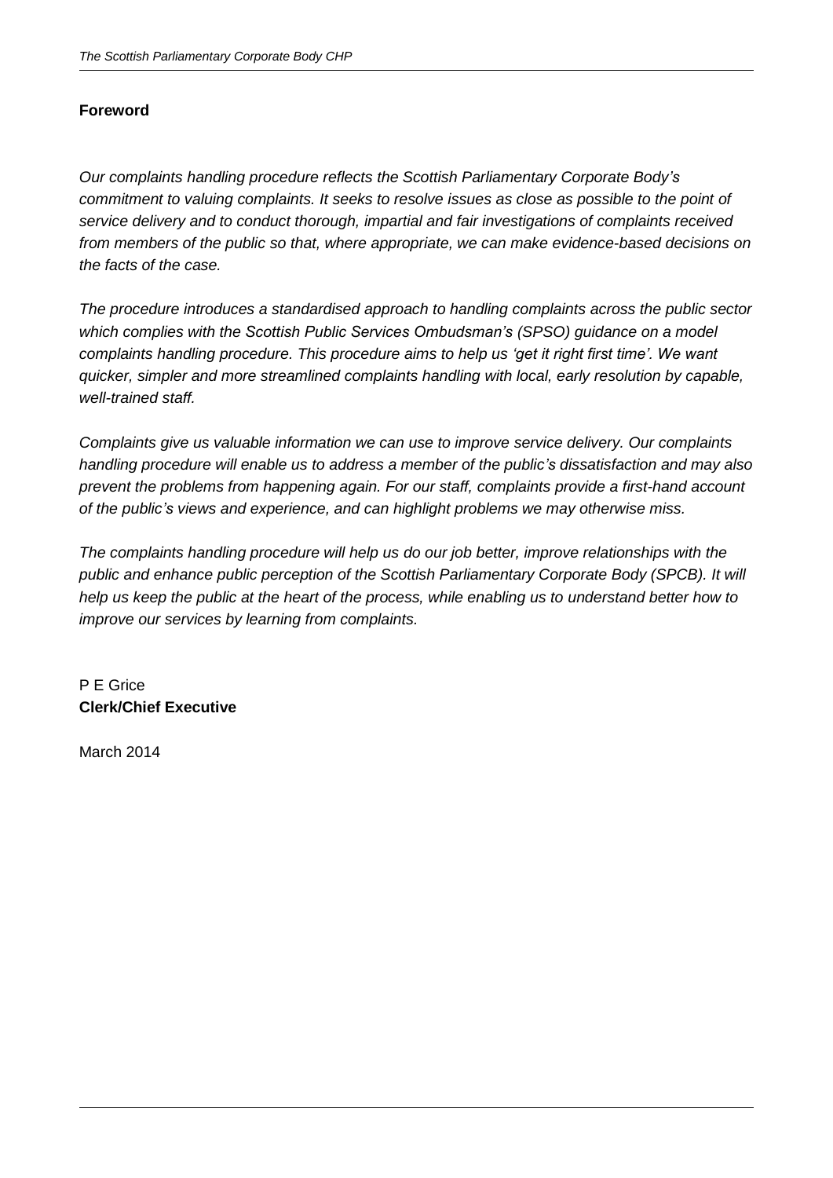**Foreword**

*Our complaints handling procedure reflects the Scottish Parliamentary Corporate Body's commitment to valuing complaints. It seeks to resolve issues as close as possible to the point of service delivery and to conduct thorough, impartial and fair investigations of complaints received from members of the public so that, where appropriate, we can make evidence-based decisions on the facts of the case.*

*The procedure introduces a standardised approach to handling complaints across the public sector which complies with the Scottish Public Services Ombudsman's (SPSO) guidance on a model complaints handling procedure. This procedure aims to help us 'get it right first time'. We want quicker, simpler and more streamlined complaints handling with local, early resolution by capable, well-trained staff.*

*Complaints give us valuable information we can use to improve service delivery. Our complaints handling procedure will enable us to address a member of the public's dissatisfaction and may also prevent the problems from happening again. For our staff, complaints provide a first-hand account of the public's views and experience, and can highlight problems we may otherwise miss.*

*The complaints handling procedure will help us do our job better, improve relationships with the public and enhance public perception of the Scottish Parliamentary Corporate Body (SPCB). It will help us keep the public at the heart of the process, while enabling us to understand better how to improve our services by learning from complaints.*

P E Grice
**Clerk/Chief Executive**

March 2014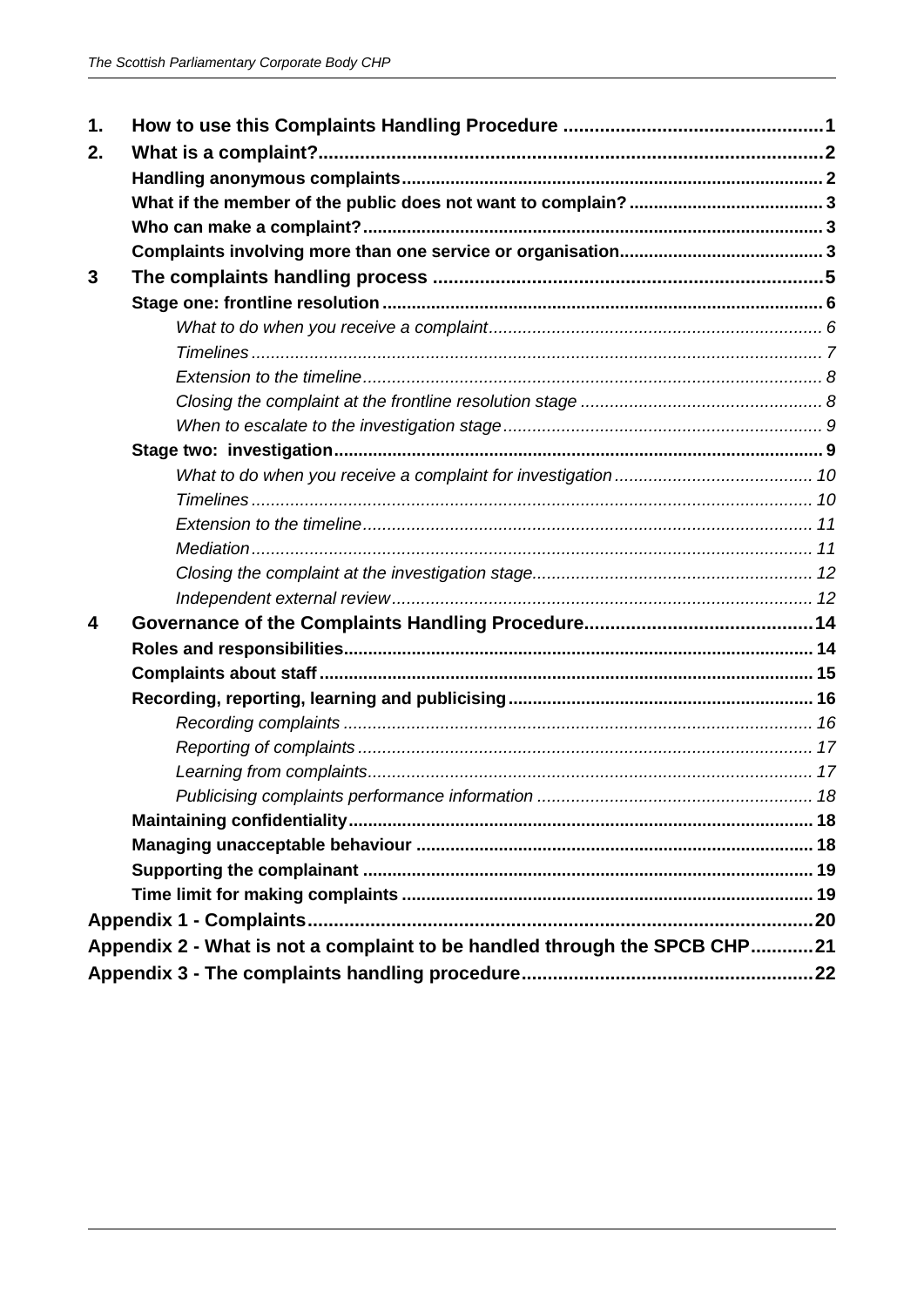| | | |
|---|---|---|
| **1.** | **How to use this Complaints Handling Procedure** | **1** |
| **2.** | **What is a complaint?** | **2** |
| | **Handling anonymous complaints** | **2** |
| | **What if the member of the public does not want to complain?** | **3** |
| | **Who can make a complaint?** | **3** |
| | **Complaints involving more than one service or organisation** | **3** |
| **3** | **The complaints handling process** | **5** |
| | **Stage one: frontline resolution** | **6** |
| | *What to do when you receive a complaint* | *6* |
| | *Timelines* | *7* |
| | *Extension to the timeline* | *8* |
| | *Closing the complaint at the frontline resolution stage* | *8* |
| | *When to escalate to the investigation stage* | *9* |
| | **Stage two: investigation** | **9** |
| | *What to do when you receive a complaint for investigation* | *10* |
| | *Timelines* | *10* |
| | *Extension to the timeline* | *11* |
| | *Mediation* | *11* |
| | *Closing the complaint at the investigation stage* | *12* |
| | *Independent external review* | *12* |
| **4** | **Governance of the Complaints Handling Procedure** | **14** |
| | **Roles and responsibilities** | **14** |
| | **Complaints about staff** | **15** |
| | **Recording, reporting, learning and publicising** | **16** |
| | *Recording complaints* | *16* |
| | *Reporting of complaints* | *17* |
| | *Learning from complaints* | *17* |
| | *Publicising complaints performance information* | *18* |
| | **Maintaining confidentiality** | **18** |
| | **Managing unacceptable behaviour** | **18** |
| | **Supporting the complainant** | **19** |
| | **Time limit for making complaints** | **19** |
| **Appendix 1 - Complaints** | | **20** |
| **Appendix 2 - What is not a complaint to be handled through the SPCB CHP** | | **21** |
| **Appendix 3 - The complaints handling procedure** | | **22** |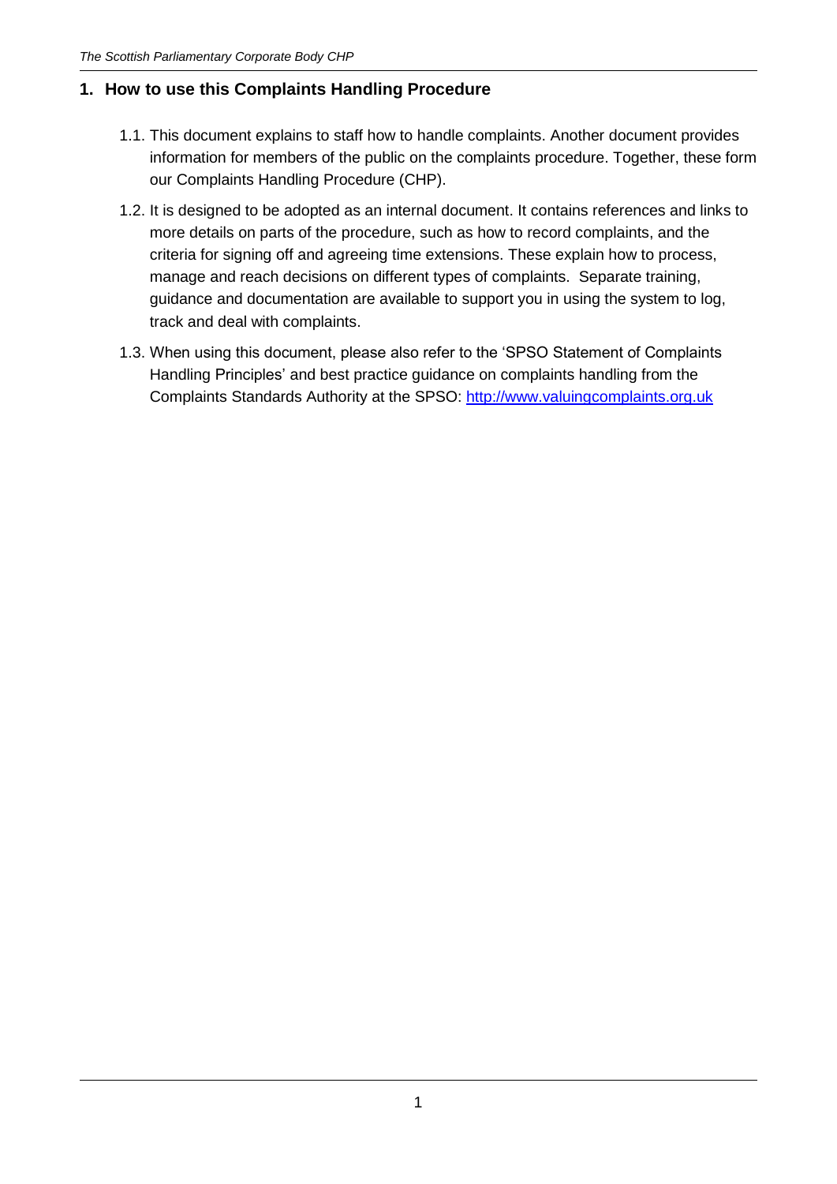## 1. How to use this Complaints Handling Procedure

1.1. This document explains to staff how to handle complaints. Another document provides information for members of the public on the complaints procedure. Together, these form our Complaints Handling Procedure (CHP).

1.2. It is designed to be adopted as an internal document. It contains references and links to more details on parts of the procedure, such as how to record complaints, and the criteria for signing off and agreeing time extensions. These explain how to process, manage and reach decisions on different types of complaints. Separate training, guidance and documentation are available to support you in using the system to log, track and deal with complaints.

1.3. When using this document, please also refer to the 'SPSO Statement of Complaints Handling Principles' and best practice guidance on complaints handling from the Complaints Standards Authority at the SPSO: [http://www.valuingcomplaints.org.uk](http://www.valuingcomplaints.org.uk)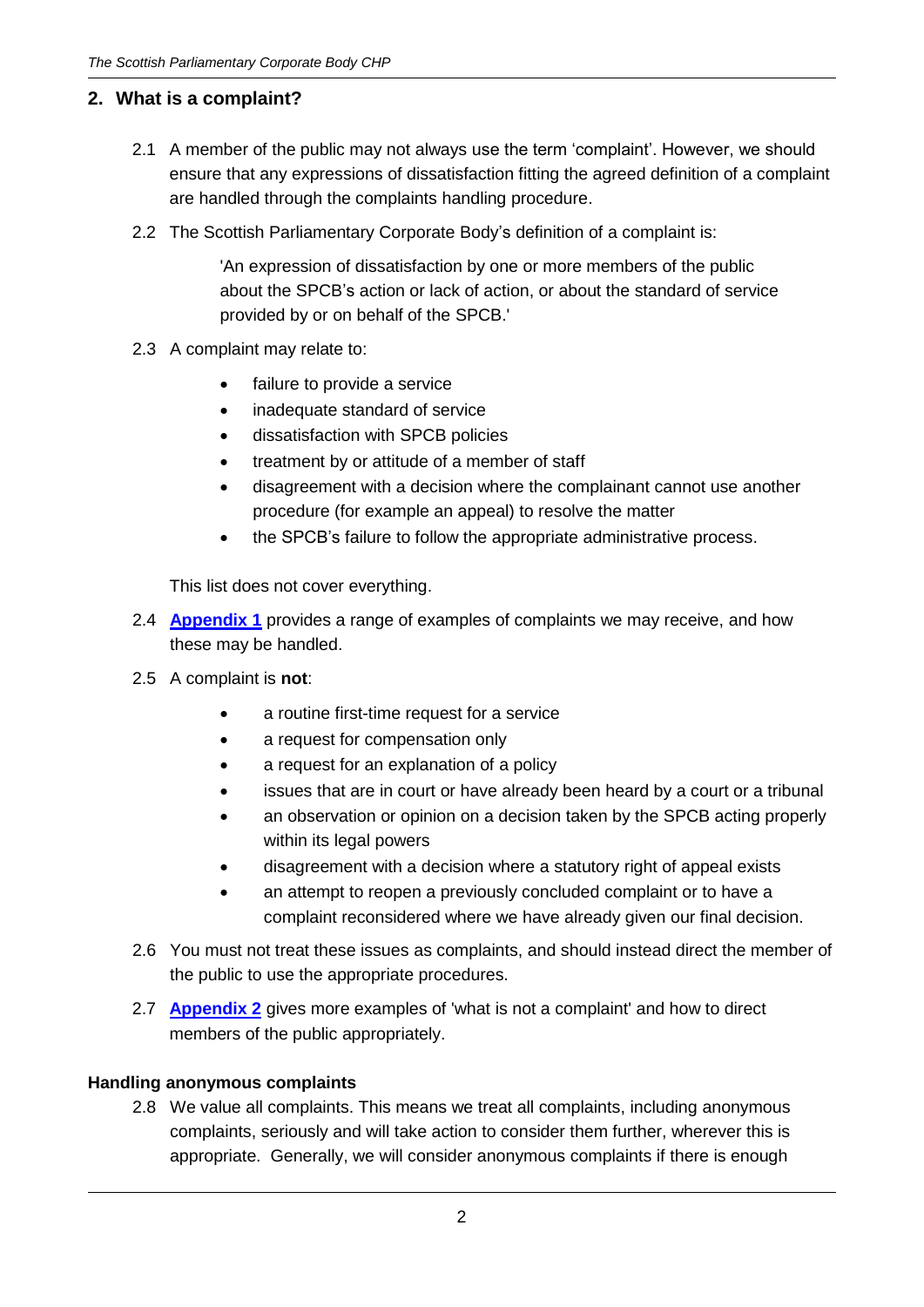## 2. What is a complaint?

2.1 A member of the public may not always use the term 'complaint'. However, we should ensure that any expressions of dissatisfaction fitting the agreed definition of a complaint are handled through the complaints handling procedure.

2.2 The Scottish Parliamentary Corporate Body's definition of a complaint is:

> 'An expression of dissatisfaction by one or more members of the public about the SPCB's action or lack of action, or about the standard of service provided by or on behalf of the SPCB.'

2.3 A complaint may relate to:

- failure to provide a service
- inadequate standard of service
- dissatisfaction with SPCB policies
- treatment by or attitude of a member of staff
- disagreement with a decision where the complainant cannot use another procedure (for example an appeal) to resolve the matter
- the SPCB's failure to follow the appropriate administrative process.

This list does not cover everything.

2.4 **Appendix 1** provides a range of examples of complaints we may receive, and how these may be handled.

2.5 A complaint is **not**:

- a routine first-time request for a service
- a request for compensation only
- a request for an explanation of a policy
- issues that are in court or have already been heard by a court or a tribunal
- an observation or opinion on a decision taken by the SPCB acting properly within its legal powers
- disagreement with a decision where a statutory right of appeal exists
- an attempt to reopen a previously concluded complaint or to have a complaint reconsidered where we have already given our final decision.

2.6 You must not treat these issues as complaints, and should instead direct the member of the public to use the appropriate procedures.

2.7 **Appendix 2** gives more examples of 'what is not a complaint' and how to direct members of the public appropriately.

### Handling anonymous complaints

2.8 We value all complaints. This means we treat all complaints, including anonymous complaints, seriously and will take action to consider them further, wherever this is appropriate. Generally, we will consider anonymous complaints if there is enough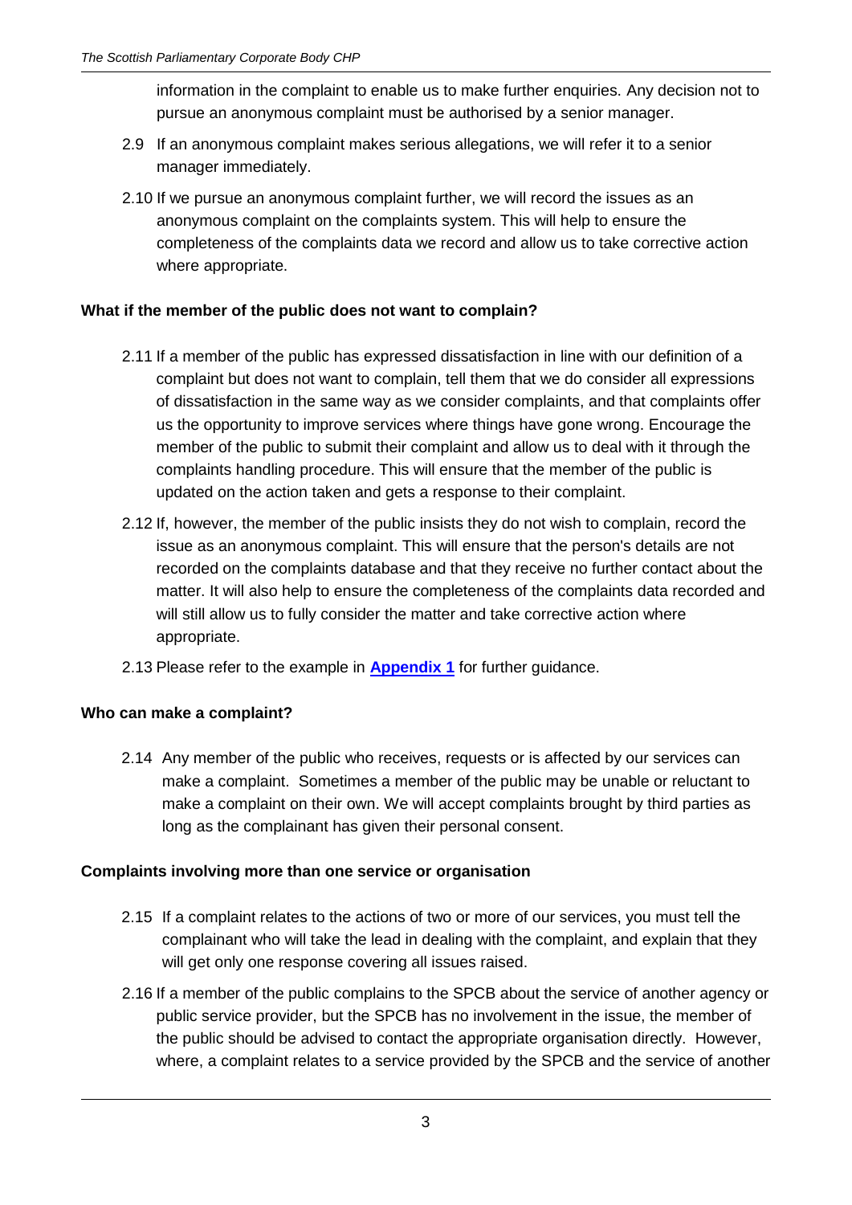information in the complaint to enable us to make further enquiries. Any decision not to pursue an anonymous complaint must be authorised by a senior manager.

2.9 If an anonymous complaint makes serious allegations, we will refer it to a senior manager immediately.

2.10 If we pursue an anonymous complaint further, we will record the issues as an anonymous complaint on the complaints system. This will help to ensure the completeness of the complaints data we record and allow us to take corrective action where appropriate.

**What if the member of the public does not want to complain?**

2.11 If a member of the public has expressed dissatisfaction in line with our definition of a complaint but does not want to complain, tell them that we do consider all expressions of dissatisfaction in the same way as we consider complaints, and that complaints offer us the opportunity to improve services where things have gone wrong. Encourage the member of the public to submit their complaint and allow us to deal with it through the complaints handling procedure. This will ensure that the member of the public is updated on the action taken and gets a response to their complaint.

2.12 If, however, the member of the public insists they do not wish to complain, record the issue as an anonymous complaint. This will ensure that the person's details are not recorded on the complaints database and that they receive no further contact about the matter. It will also help to ensure the completeness of the complaints data recorded and will still allow us to fully consider the matter and take corrective action where appropriate.

2.13 Please refer to the example in **Appendix 1** for further guidance.

**Who can make a complaint?**

2.14 Any member of the public who receives, requests or is affected by our services can make a complaint. Sometimes a member of the public may be unable or reluctant to make a complaint on their own. We will accept complaints brought by third parties as long as the complainant has given their personal consent.

**Complaints involving more than one service or organisation**

2.15 If a complaint relates to the actions of two or more of our services, you must tell the complainant who will take the lead in dealing with the complaint, and explain that they will get only one response covering all issues raised.

2.16 If a member of the public complains to the SPCB about the service of another agency or public service provider, but the SPCB has no involvement in the issue, the member of the public should be advised to contact the appropriate organisation directly. However, where, a complaint relates to a service provided by the SPCB and the service of another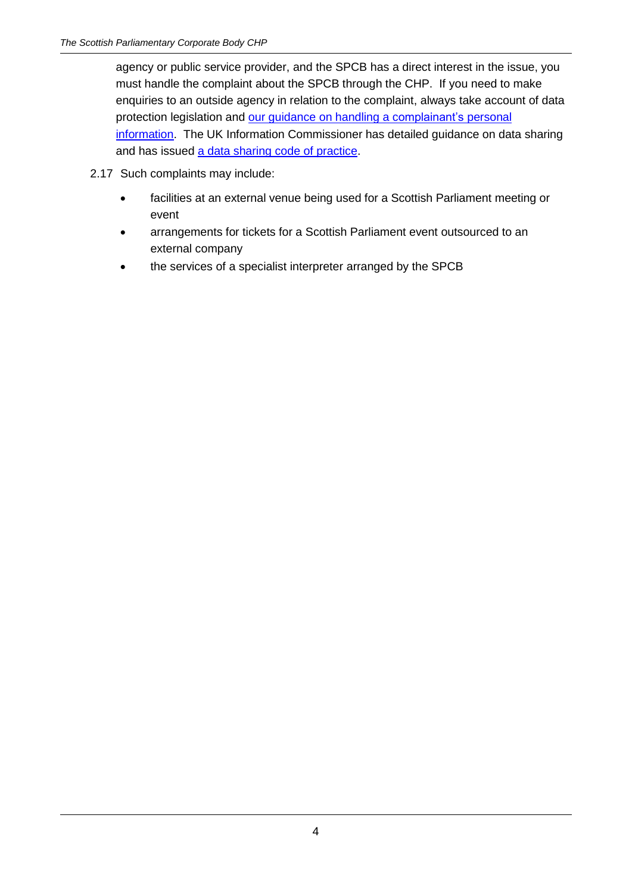agency or public service provider, and the SPCB has a direct interest in the issue, you must handle the complaint about the SPCB through the CHP. If you need to make enquiries to an outside agency in relation to the complaint, always take account of data protection legislation and our guidance on handling a complainant's personal information. The UK Information Commissioner has detailed guidance on data sharing and has issued a data sharing code of practice.

2.17 Such complaints may include:

- facilities at an external venue being used for a Scottish Parliament meeting or event
- arrangements for tickets for a Scottish Parliament event outsourced to an external company
- the services of a specialist interpreter arranged by the SPCB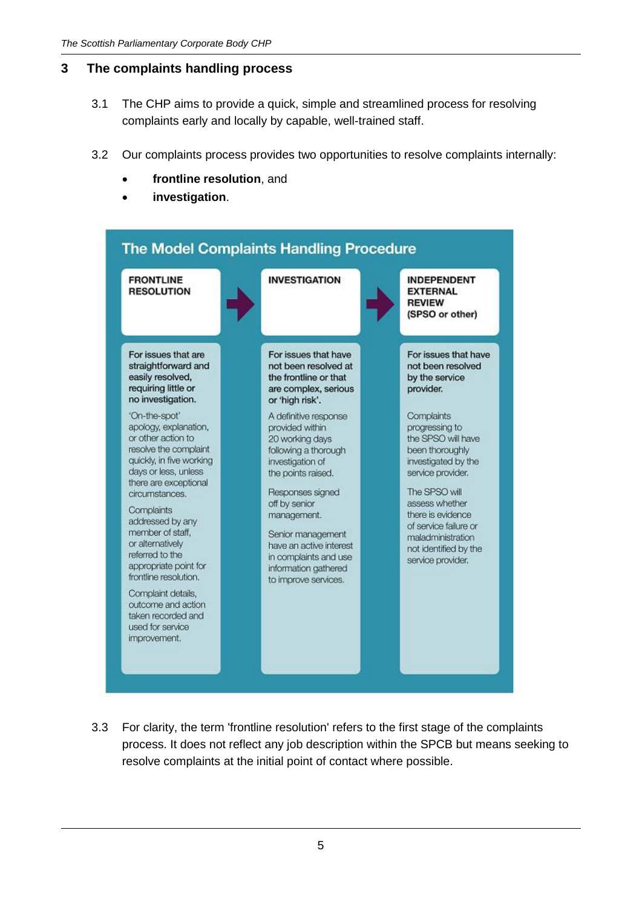## 3 The complaints handling process

3.1 The CHP aims to provide a quick, simple and streamlined process for resolving complaints early and locally by capable, well-trained staff.

3.2 Our complaints process provides two opportunities to resolve complaints internally:

- **frontline resolution**, and
- **investigation**.

**The Model Complaints Handling Procedure**

| FRONTLINE RESOLUTION | INVESTIGATION | INDEPENDENT EXTERNAL REVIEW (SPSO or other) |
|---|---|---|
| For issues that are straightforward and easily resolved, requiring little or no investigation. | For issues that have not been resolved at the frontline or that are complex, serious or 'high risk'. | For issues that have not been resolved by the service provider. |
| 'On-the-spot' apology, explanation, or other action to resolve the complaint quickly, in five working days or less, unless there are exceptional circumstances. | A definitive response provided within 20 working days following a thorough investigation of the points raised. | Complaints progressing to the SPSO will have been thoroughly investigated by the service provider. |
| Complaints addressed by any member of staff, or alternatively referred to the appropriate point for frontline resolution. | Responses signed off by senior management. | The SPSO will assess whether there is evidence of service failure or maladministration not identified by the service provider. |
| Complaint details, outcome and action taken recorded and used for service improvement. | Senior management have an active interest in complaints and use information gathered to improve services. | |

3.3 For clarity, the term 'frontline resolution' refers to the first stage of the complaints process. It does not reflect any job description within the SPCB but means seeking to resolve complaints at the initial point of contact where possible.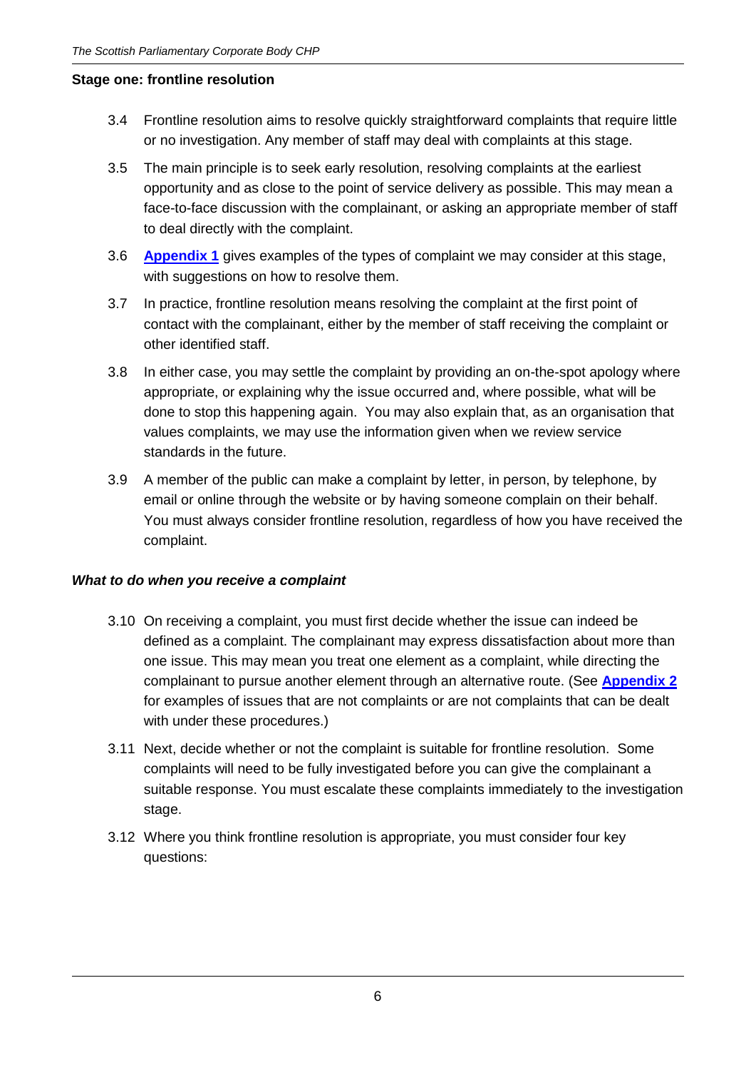**Stage one: frontline resolution**

3.4 Frontline resolution aims to resolve quickly straightforward complaints that require little or no investigation. Any member of staff may deal with complaints at this stage.

3.5 The main principle is to seek early resolution, resolving complaints at the earliest opportunity and as close to the point of service delivery as possible. This may mean a face-to-face discussion with the complainant, or asking an appropriate member of staff to deal directly with the complaint.

3.6 **Appendix 1** gives examples of the types of complaint we may consider at this stage, with suggestions on how to resolve them.

3.7 In practice, frontline resolution means resolving the complaint at the first point of contact with the complainant, either by the member of staff receiving the complaint or other identified staff.

3.8 In either case, you may settle the complaint by providing an on-the-spot apology where appropriate, or explaining why the issue occurred and, where possible, what will be done to stop this happening again. You may also explain that, as an organisation that values complaints, we may use the information given when we review service standards in the future.

3.9 A member of the public can make a complaint by letter, in person, by telephone, by email or online through the website or by having someone complain on their behalf. You must always consider frontline resolution, regardless of how you have received the complaint.

***What to do when you receive a complaint***

3.10 On receiving a complaint, you must first decide whether the issue can indeed be defined as a complaint. The complainant may express dissatisfaction about more than one issue. This may mean you treat one element as a complaint, while directing the complainant to pursue another element through an alternative route. (See **Appendix 2** for examples of issues that are not complaints or are not complaints that can be dealt with under these procedures.)

3.11 Next, decide whether or not the complaint is suitable for frontline resolution. Some complaints will need to be fully investigated before you can give the complainant a suitable response. You must escalate these complaints immediately to the investigation stage.

3.12 Where you think frontline resolution is appropriate, you must consider four key questions: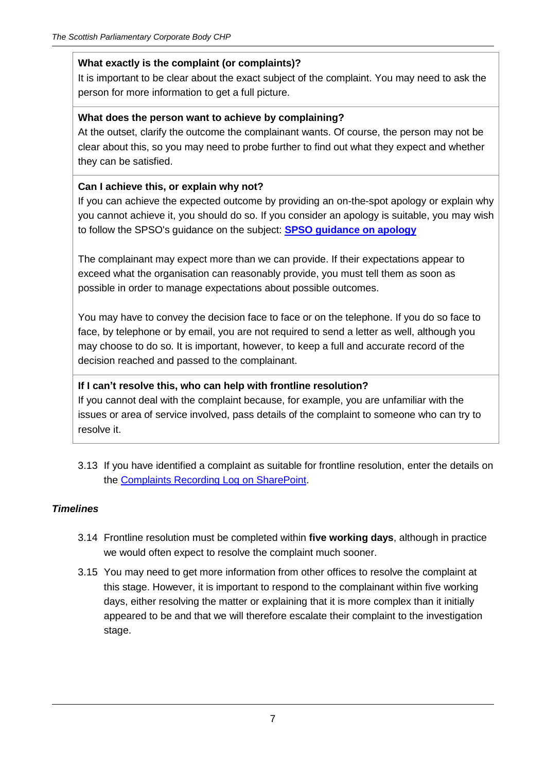**What exactly is the complaint (or complaints)?**

It is important to be clear about the exact subject of the complaint. You may need to ask the person for more information to get a full picture.

**What does the person want to achieve by complaining?**

At the outset, clarify the outcome the complainant wants. Of course, the person may not be clear about this, so you may need to probe further to find out what they expect and whether they can be satisfied.

**Can I achieve this, or explain why not?**

If you can achieve the expected outcome by providing an on-the-spot apology or explain why you cannot achieve it, you should do so. If you consider an apology is suitable, you may wish to follow the SPSO's guidance on the subject: **SPSO guidance on apology**

The complainant may expect more than we can provide. If their expectations appear to exceed what the organisation can reasonably provide, you must tell them as soon as possible in order to manage expectations about possible outcomes.

You may have to convey the decision face to face or on the telephone. If you do so face to face, by telephone or by email, you are not required to send a letter as well, although you may choose to do so. It is important, however, to keep a full and accurate record of the decision reached and passed to the complainant.

**If I can't resolve this, who can help with frontline resolution?**

If you cannot deal with the complaint because, for example, you are unfamiliar with the issues or area of service involved, pass details of the complaint to someone who can try to resolve it.

3.13 If you have identified a complaint as suitable for frontline resolution, enter the details on the Complaints Recording Log on SharePoint.

***Timelines***

3.14 Frontline resolution must be completed within **five working days**, although in practice we would often expect to resolve the complaint much sooner.

3.15 You may need to get more information from other offices to resolve the complaint at this stage. However, it is important to respond to the complainant within five working days, either resolving the matter or explaining that it is more complex than it initially appeared to be and that we will therefore escalate their complaint to the investigation stage.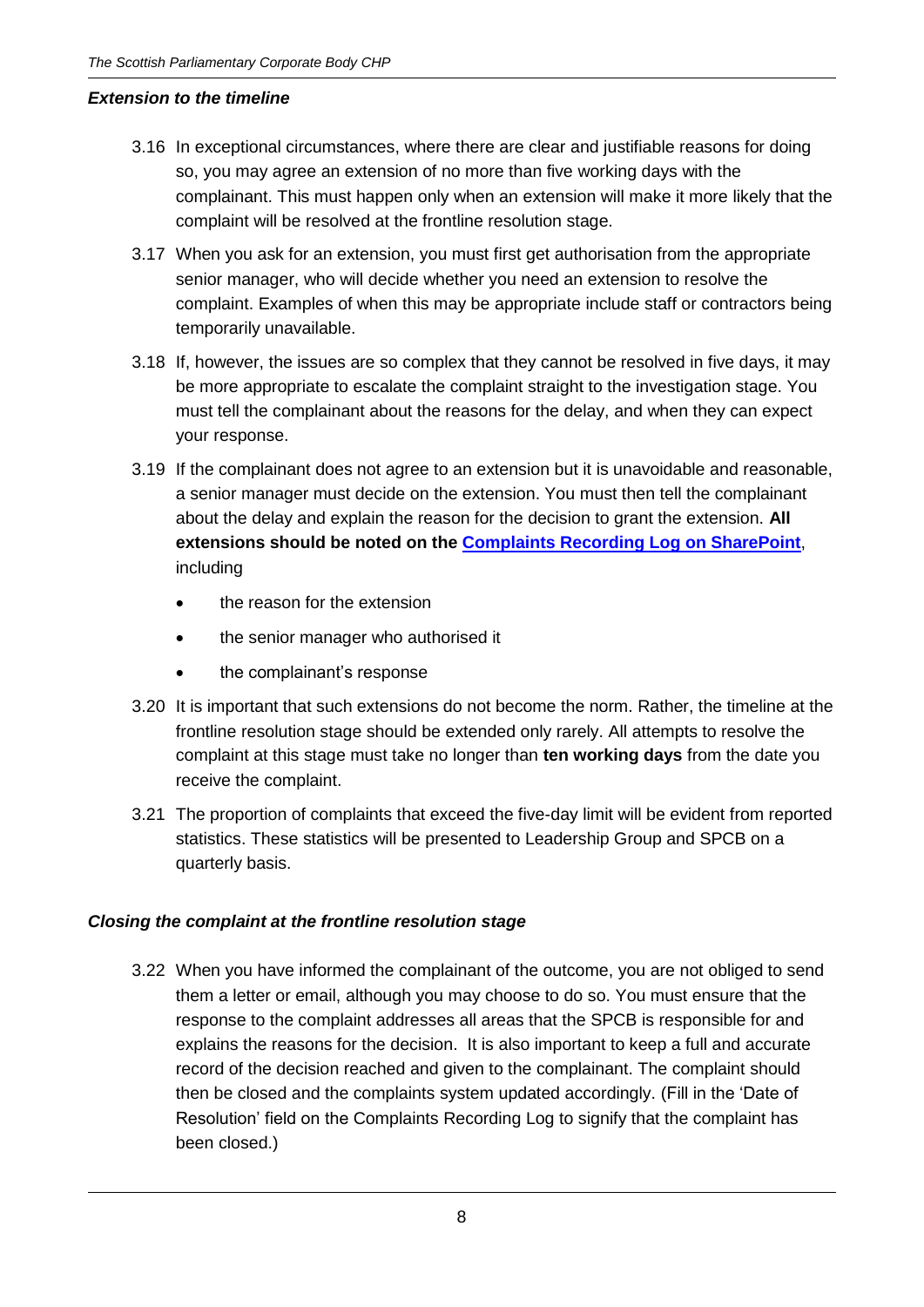### *Extension to the timeline*

3.16 In exceptional circumstances, where there are clear and justifiable reasons for doing so, you may agree an extension of no more than five working days with the complainant. This must happen only when an extension will make it more likely that the complaint will be resolved at the frontline resolution stage.

3.17 When you ask for an extension, you must first get authorisation from the appropriate senior manager, who will decide whether you need an extension to resolve the complaint. Examples of when this may be appropriate include staff or contractors being temporarily unavailable.

3.18 If, however, the issues are so complex that they cannot be resolved in five days, it may be more appropriate to escalate the complaint straight to the investigation stage. You must tell the complainant about the reasons for the delay, and when they can expect your response.

3.19 If the complainant does not agree to an extension but it is unavoidable and reasonable, a senior manager must decide on the extension. You must then tell the complainant about the delay and explain the reason for the decision to grant the extension. **All extensions should be noted on the [Complaints Recording Log on SharePoint](#)**, including

- the reason for the extension
- the senior manager who authorised it
- the complainant's response

3.20 It is important that such extensions do not become the norm. Rather, the timeline at the frontline resolution stage should be extended only rarely. All attempts to resolve the complaint at this stage must take no longer than **ten working days** from the date you receive the complaint.

3.21 The proportion of complaints that exceed the five-day limit will be evident from reported statistics. These statistics will be presented to Leadership Group and SPCB on a quarterly basis.

### *Closing the complaint at the frontline resolution stage*

3.22 When you have informed the complainant of the outcome, you are not obliged to send them a letter or email, although you may choose to do so. You must ensure that the response to the complaint addresses all areas that the SPCB is responsible for and explains the reasons for the decision. It is also important to keep a full and accurate record of the decision reached and given to the complainant. The complaint should then be closed and the complaints system updated accordingly. (Fill in the 'Date of Resolution' field on the Complaints Recording Log to signify that the complaint has been closed.)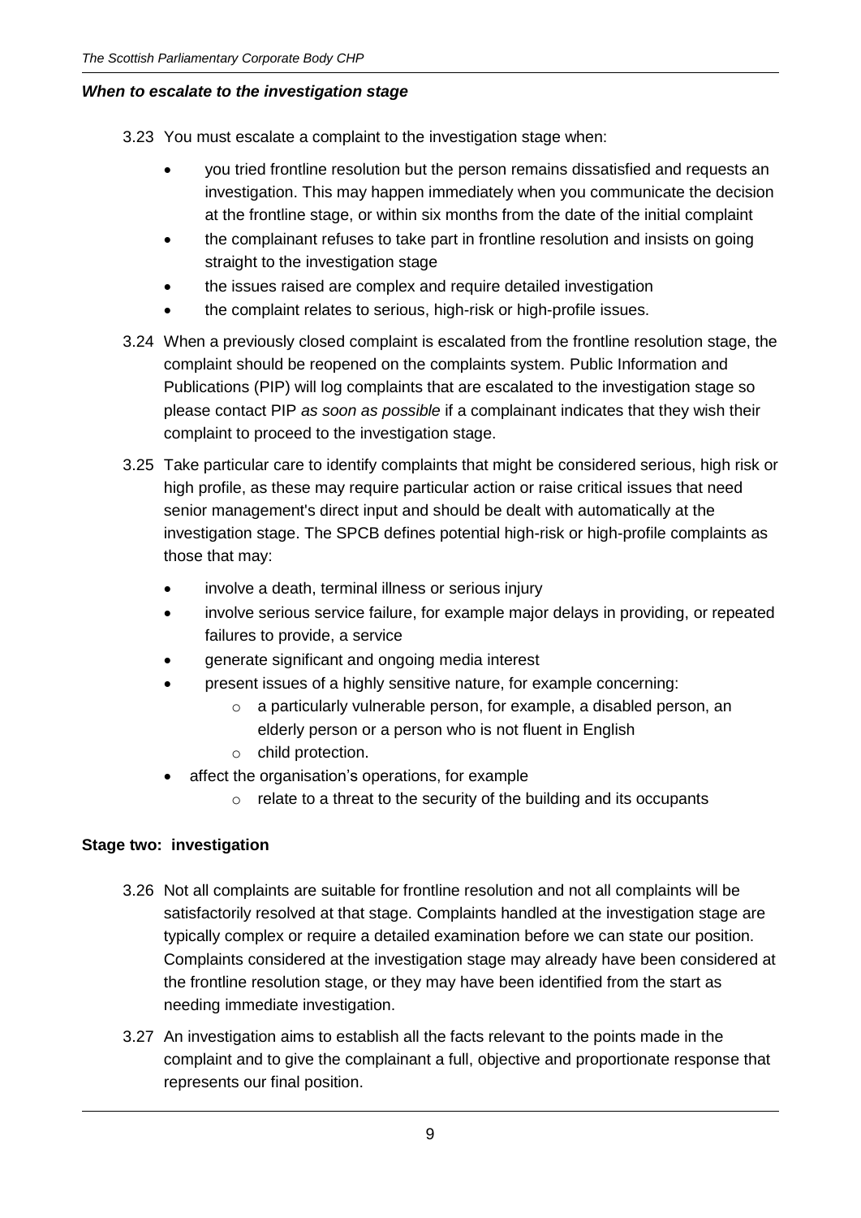***When to escalate to the investigation stage***

3.23 You must escalate a complaint to the investigation stage when:

- you tried frontline resolution but the person remains dissatisfied and requests an investigation. This may happen immediately when you communicate the decision at the frontline stage, or within six months from the date of the initial complaint
- the complainant refuses to take part in frontline resolution and insists on going straight to the investigation stage
- the issues raised are complex and require detailed investigation
- the complaint relates to serious, high-risk or high-profile issues.

3.24 When a previously closed complaint is escalated from the frontline resolution stage, the complaint should be reopened on the complaints system. Public Information and Publications (PIP) will log complaints that are escalated to the investigation stage so please contact PIP *as soon as possible* if a complainant indicates that they wish their complaint to proceed to the investigation stage.

3.25 Take particular care to identify complaints that might be considered serious, high risk or high profile, as these may require particular action or raise critical issues that need senior management's direct input and should be dealt with automatically at the investigation stage. The SPCB defines potential high-risk or high-profile complaints as those that may:

- involve a death, terminal illness or serious injury
- involve serious service failure, for example major delays in providing, or repeated failures to provide, a service
- generate significant and ongoing media interest
- present issues of a highly sensitive nature, for example concerning:
    - a particularly vulnerable person, for example, a disabled person, an elderly person or a person who is not fluent in English
    - child protection.
- affect the organisation's operations, for example
    - relate to a threat to the security of the building and its occupants

**Stage two: investigation**

3.26 Not all complaints are suitable for frontline resolution and not all complaints will be satisfactorily resolved at that stage. Complaints handled at the investigation stage are typically complex or require a detailed examination before we can state our position. Complaints considered at the investigation stage may already have been considered at the frontline resolution stage, or they may have been identified from the start as needing immediate investigation.

3.27 An investigation aims to establish all the facts relevant to the points made in the complaint and to give the complainant a full, objective and proportionate response that represents our final position.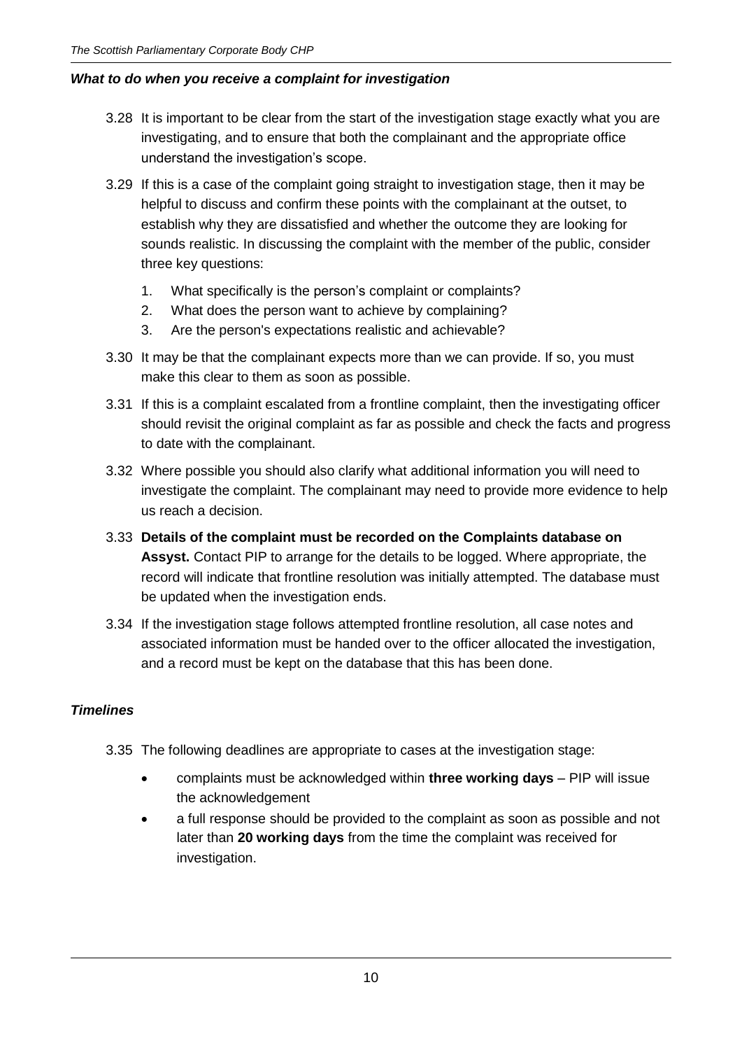***What to do when you receive a complaint for investigation***

3.28 It is important to be clear from the start of the investigation stage exactly what you are investigating, and to ensure that both the complainant and the appropriate office understand the investigation's scope.

3.29 If this is a case of the complaint going straight to investigation stage, then it may be helpful to discuss and confirm these points with the complainant at the outset, to establish why they are dissatisfied and whether the outcome they are looking for sounds realistic. In discussing the complaint with the member of the public, consider three key questions:

1. What specifically is the person's complaint or complaints?
2. What does the person want to achieve by complaining?
3. Are the person's expectations realistic and achievable?

3.30 It may be that the complainant expects more than we can provide. If so, you must make this clear to them as soon as possible.

3.31 If this is a complaint escalated from a frontline complaint, then the investigating officer should revisit the original complaint as far as possible and check the facts and progress to date with the complainant.

3.32 Where possible you should also clarify what additional information you will need to investigate the complaint. The complainant may need to provide more evidence to help us reach a decision.

3.33 **Details of the complaint must be recorded on the Complaints database on Assyst.** Contact PIP to arrange for the details to be logged. Where appropriate, the record will indicate that frontline resolution was initially attempted. The database must be updated when the investigation ends.

3.34 If the investigation stage follows attempted frontline resolution, all case notes and associated information must be handed over to the officer allocated the investigation, and a record must be kept on the database that this has been done.

***Timelines***

3.35 The following deadlines are appropriate to cases at the investigation stage:

- complaints must be acknowledged within **three working days** – PIP will issue the acknowledgement
- a full response should be provided to the complaint as soon as possible and not later than **20 working days** from the time the complaint was received for investigation.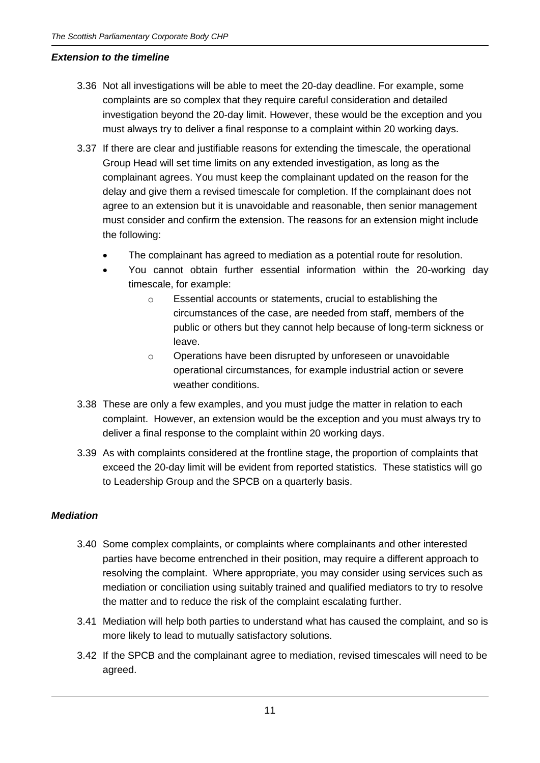### *Extension to the timeline*

3.36 Not all investigations will be able to meet the 20-day deadline. For example, some complaints are so complex that they require careful consideration and detailed investigation beyond the 20-day limit. However, these would be the exception and you must always try to deliver a final response to a complaint within 20 working days.

3.37 If there are clear and justifiable reasons for extending the timescale, the operational Group Head will set time limits on any extended investigation, as long as the complainant agrees. You must keep the complainant updated on the reason for the delay and give them a revised timescale for completion. If the complainant does not agree to an extension but it is unavoidable and reasonable, then senior management must consider and confirm the extension. The reasons for an extension might include the following:

- The complainant has agreed to mediation as a potential route for resolution.
- You cannot obtain further essential information within the 20-working day timescale, for example:
  - Essential accounts or statements, crucial to establishing the circumstances of the case, are needed from staff, members of the public or others but they cannot help because of long-term sickness or leave.
  - Operations have been disrupted by unforeseen or unavoidable operational circumstances, for example industrial action or severe weather conditions.

3.38 These are only a few examples, and you must judge the matter in relation to each complaint. However, an extension would be the exception and you must always try to deliver a final response to the complaint within 20 working days.

3.39 As with complaints considered at the frontline stage, the proportion of complaints that exceed the 20-day limit will be evident from reported statistics. These statistics will go to Leadership Group and the SPCB on a quarterly basis.

### *Mediation*

3.40 Some complex complaints, or complaints where complainants and other interested parties have become entrenched in their position, may require a different approach to resolving the complaint. Where appropriate, you may consider using services such as mediation or conciliation using suitably trained and qualified mediators to try to resolve the matter and to reduce the risk of the complaint escalating further.

3.41 Mediation will help both parties to understand what has caused the complaint, and so is more likely to lead to mutually satisfactory solutions.

3.42 If the SPCB and the complainant agree to mediation, revised timescales will need to be agreed.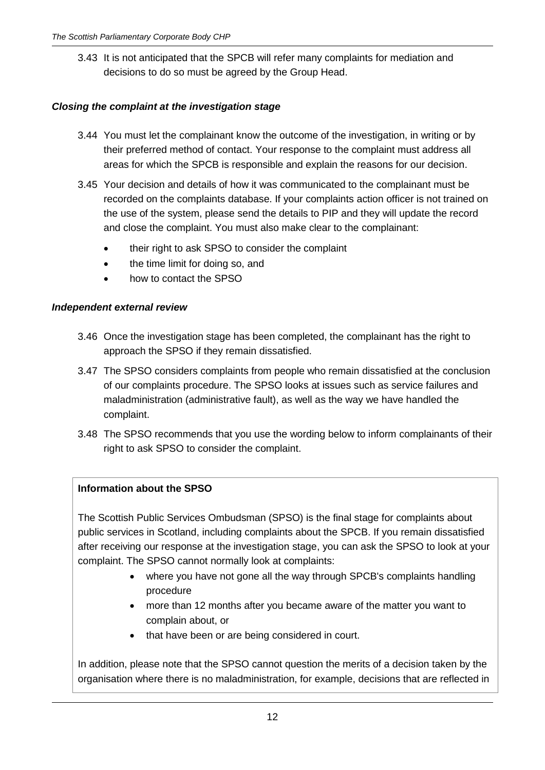3.43 It is not anticipated that the SPCB will refer many complaints for mediation and decisions to do so must be agreed by the Group Head.

### *Closing the complaint at the investigation stage*

3.44 You must let the complainant know the outcome of the investigation, in writing or by their preferred method of contact. Your response to the complaint must address all areas for which the SPCB is responsible and explain the reasons for our decision.

3.45 Your decision and details of how it was communicated to the complainant must be recorded on the complaints database. If your complaints action officer is not trained on the use of the system, please send the details to PIP and they will update the record and close the complaint. You must also make clear to the complainant:

- their right to ask SPSO to consider the complaint
- the time limit for doing so, and
- how to contact the SPSO

### *Independent external review*

3.46 Once the investigation stage has been completed, the complainant has the right to approach the SPSO if they remain dissatisfied.

3.47 The SPSO considers complaints from people who remain dissatisfied at the conclusion of our complaints procedure. The SPSO looks at issues such as service failures and maladministration (administrative fault), as well as the way we have handled the complaint.

3.48 The SPSO recommends that you use the wording below to inform complainants of their right to ask SPSO to consider the complaint.

**Information about the SPSO**

The Scottish Public Services Ombudsman (SPSO) is the final stage for complaints about public services in Scotland, including complaints about the SPCB. If you remain dissatisfied after receiving our response at the investigation stage, you can ask the SPSO to look at your complaint. The SPSO cannot normally look at complaints:

- where you have not gone all the way through SPCB's complaints handling procedure
- more than 12 months after you became aware of the matter you want to complain about, or
- that have been or are being considered in court.

In addition, please note that the SPSO cannot question the merits of a decision taken by the organisation where there is no maladministration, for example, decisions that are reflected in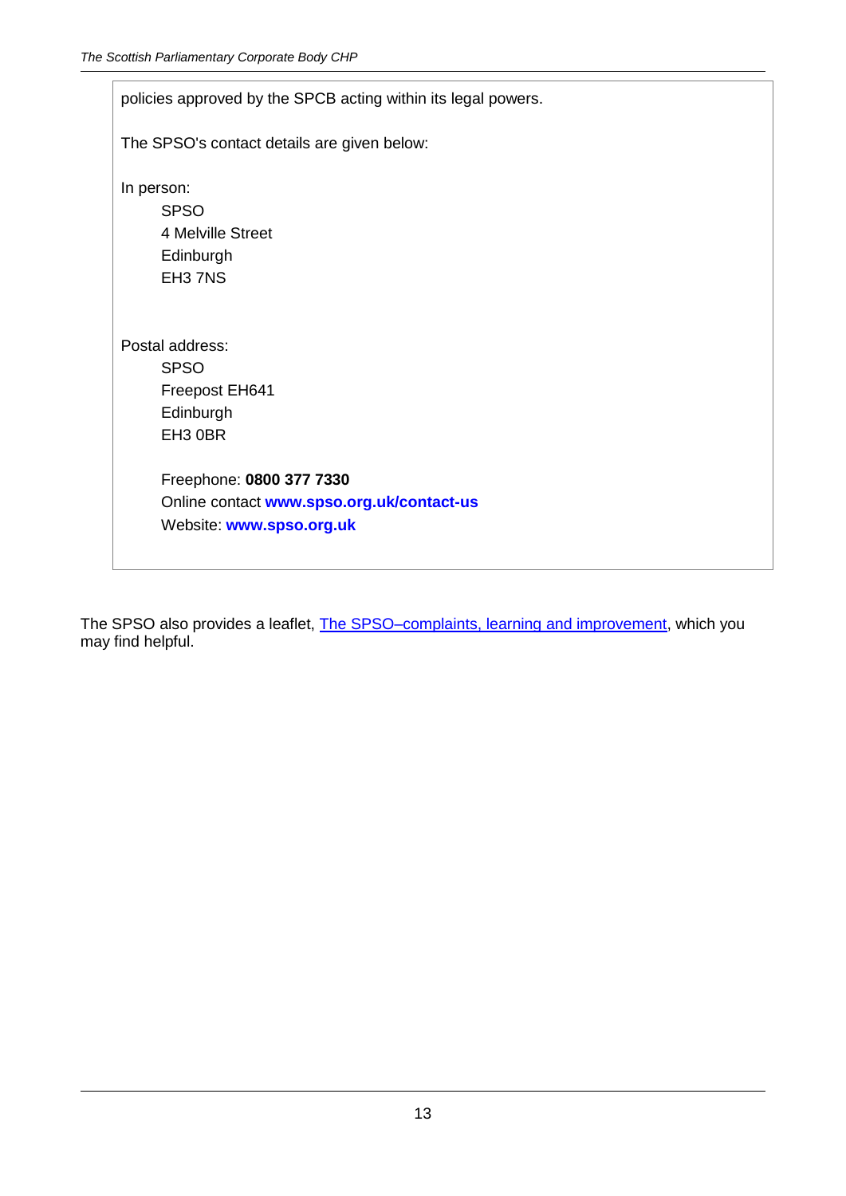policies approved by the SPCB acting within its legal powers.

The SPSO's contact details are given below:

In person:

SPSO
4 Melville Street
Edinburgh
EH3 7NS

Postal address:

SPSO
Freepost EH641
Edinburgh
EH3 0BR

Freephone: **0800 377 7330**
Online contact **www.spso.org.uk/contact-us**
Website: **www.spso.org.uk**

The SPSO also provides a leaflet, The SPSO–complaints, learning and improvement, which you may find helpful.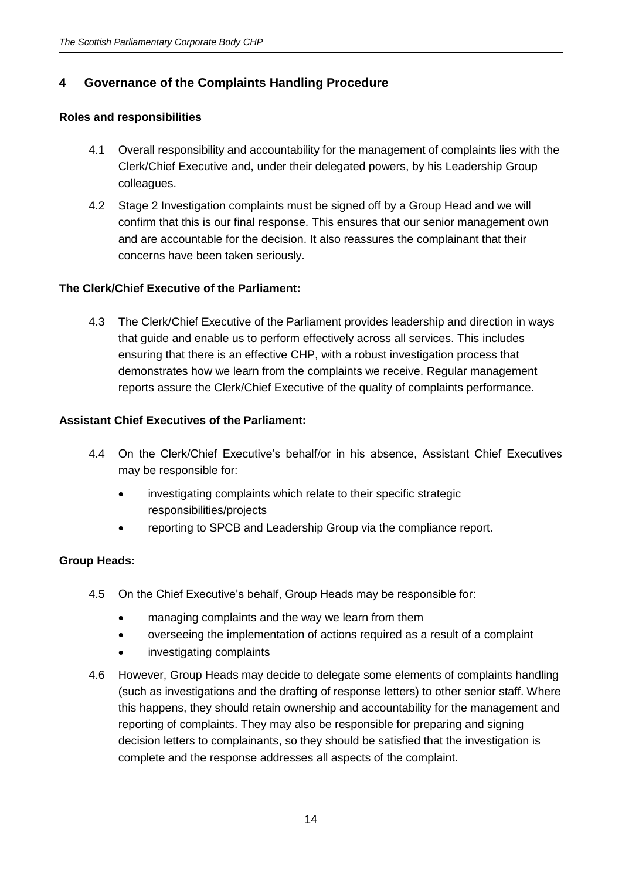## 4 Governance of the Complaints Handling Procedure

### Roles and responsibilities

4.1 Overall responsibility and accountability for the management of complaints lies with the Clerk/Chief Executive and, under their delegated powers, by his Leadership Group colleagues.

4.2 Stage 2 Investigation complaints must be signed off by a Group Head and we will confirm that this is our final response. This ensures that our senior management own and are accountable for the decision. It also reassures the complainant that their concerns have been taken seriously.

### The Clerk/Chief Executive of the Parliament:

4.3 The Clerk/Chief Executive of the Parliament provides leadership and direction in ways that guide and enable us to perform effectively across all services. This includes ensuring that there is an effective CHP, with a robust investigation process that demonstrates how we learn from the complaints we receive. Regular management reports assure the Clerk/Chief Executive of the quality of complaints performance.

### Assistant Chief Executives of the Parliament:

4.4 On the Clerk/Chief Executive's behalf/or in his absence, Assistant Chief Executives may be responsible for:

- investigating complaints which relate to their specific strategic responsibilities/projects
- reporting to SPCB and Leadership Group via the compliance report.

### Group Heads:

4.5 On the Chief Executive's behalf, Group Heads may be responsible for:

- managing complaints and the way we learn from them
- overseeing the implementation of actions required as a result of a complaint
- investigating complaints

4.6 However, Group Heads may decide to delegate some elements of complaints handling (such as investigations and the drafting of response letters) to other senior staff. Where this happens, they should retain ownership and accountability for the management and reporting of complaints. They may also be responsible for preparing and signing decision letters to complainants, so they should be satisfied that the investigation is complete and the response addresses all aspects of the complaint.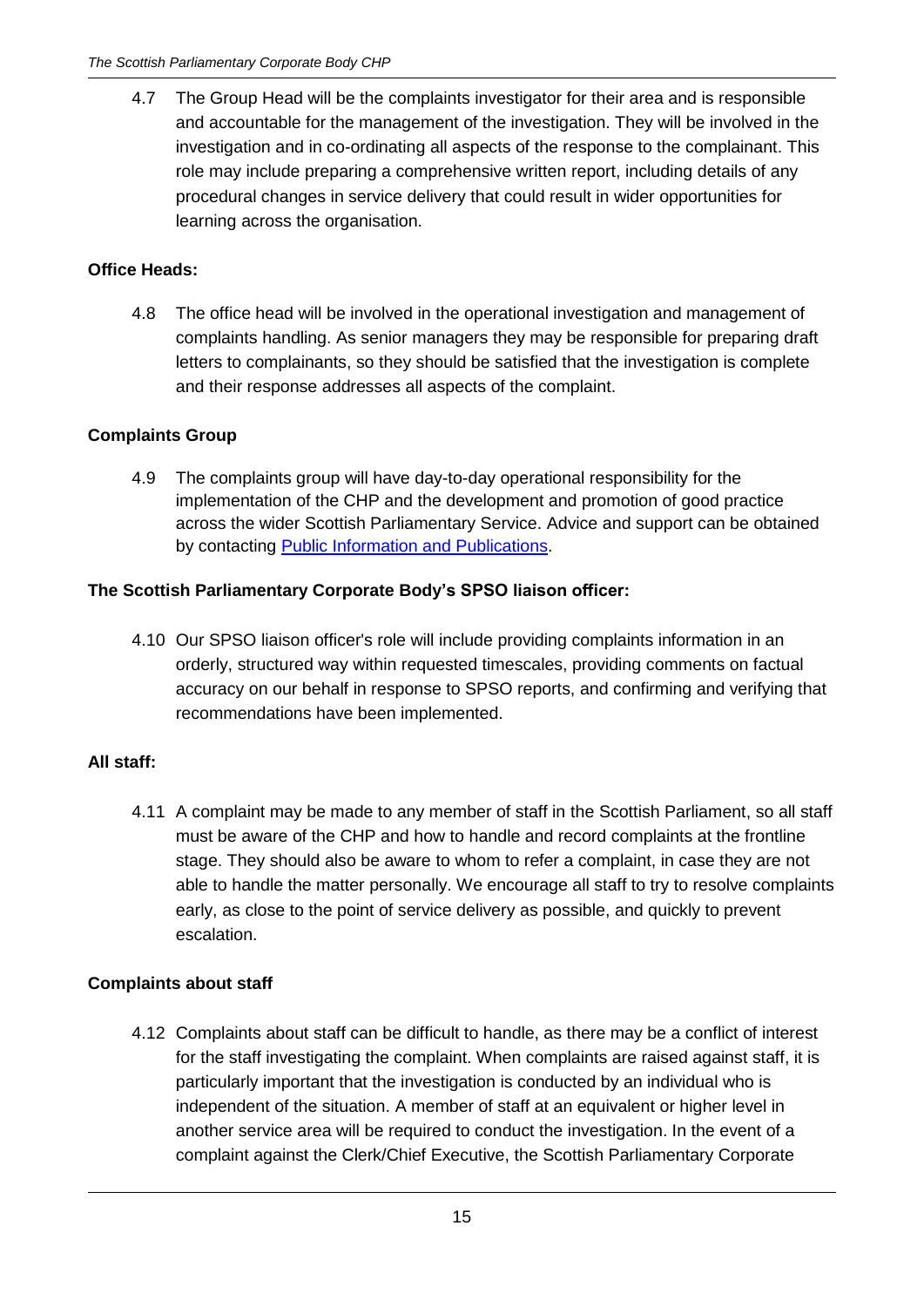4.7 The Group Head will be the complaints investigator for their area and is responsible and accountable for the management of the investigation. They will be involved in the investigation and in co-ordinating all aspects of the response to the complainant. This role may include preparing a comprehensive written report, including details of any procedural changes in service delivery that could result in wider opportunities for learning across the organisation.

**Office Heads:**

4.8 The office head will be involved in the operational investigation and management of complaints handling. As senior managers they may be responsible for preparing draft letters to complainants, so they should be satisfied that the investigation is complete and their response addresses all aspects of the complaint.

**Complaints Group**

4.9 The complaints group will have day-to-day operational responsibility for the implementation of the CHP and the development and promotion of good practice across the wider Scottish Parliamentary Service. Advice and support can be obtained by contacting Public Information and Publications.

**The Scottish Parliamentary Corporate Body's SPSO liaison officer:**

4.10 Our SPSO liaison officer's role will include providing complaints information in an orderly, structured way within requested timescales, providing comments on factual accuracy on our behalf in response to SPSO reports, and confirming and verifying that recommendations have been implemented.

**All staff:**

4.11 A complaint may be made to any member of staff in the Scottish Parliament, so all staff must be aware of the CHP and how to handle and record complaints at the frontline stage. They should also be aware to whom to refer a complaint, in case they are not able to handle the matter personally. We encourage all staff to try to resolve complaints early, as close to the point of service delivery as possible, and quickly to prevent escalation.

**Complaints about staff**

4.12 Complaints about staff can be difficult to handle, as there may be a conflict of interest for the staff investigating the complaint. When complaints are raised against staff, it is particularly important that the investigation is conducted by an individual who is independent of the situation. A member of staff at an equivalent or higher level in another service area will be required to conduct the investigation. In the event of a complaint against the Clerk/Chief Executive, the Scottish Parliamentary Corporate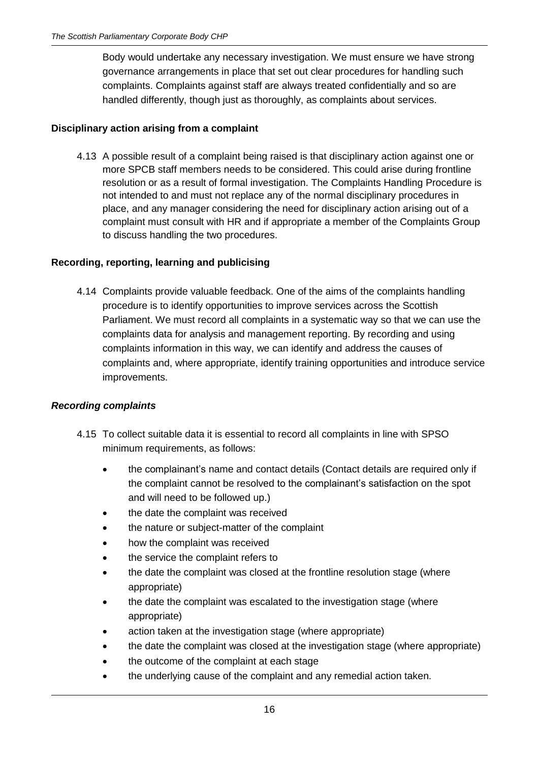Body would undertake any necessary investigation. We must ensure we have strong governance arrangements in place that set out clear procedures for handling such complaints. Complaints against staff are always treated confidentially and so are handled differently, though just as thoroughly, as complaints about services.

### Disciplinary action arising from a complaint

4.13 A possible result of a complaint being raised is that disciplinary action against one or more SPCB staff members needs to be considered. This could arise during frontline resolution or as a result of formal investigation. The Complaints Handling Procedure is not intended to and must not replace any of the normal disciplinary procedures in place, and any manager considering the need for disciplinary action arising out of a complaint must consult with HR and if appropriate a member of the Complaints Group to discuss handling the two procedures.

### Recording, reporting, learning and publicising

4.14 Complaints provide valuable feedback. One of the aims of the complaints handling procedure is to identify opportunities to improve services across the Scottish Parliament. We must record all complaints in a systematic way so that we can use the complaints data for analysis and management reporting. By recording and using complaints information in this way, we can identify and address the causes of complaints and, where appropriate, identify training opportunities and introduce service improvements.

#### *Recording complaints*

4.15 To collect suitable data it is essential to record all complaints in line with SPSO minimum requirements, as follows:

- the complainant's name and contact details (Contact details are required only if the complaint cannot be resolved to the complainant's satisfaction on the spot and will need to be followed up.)
- the date the complaint was received
- the nature or subject-matter of the complaint
- how the complaint was received
- the service the complaint refers to
- the date the complaint was closed at the frontline resolution stage (where appropriate)
- the date the complaint was escalated to the investigation stage (where appropriate)
- action taken at the investigation stage (where appropriate)
- the date the complaint was closed at the investigation stage (where appropriate)
- the outcome of the complaint at each stage
- the underlying cause of the complaint and any remedial action taken.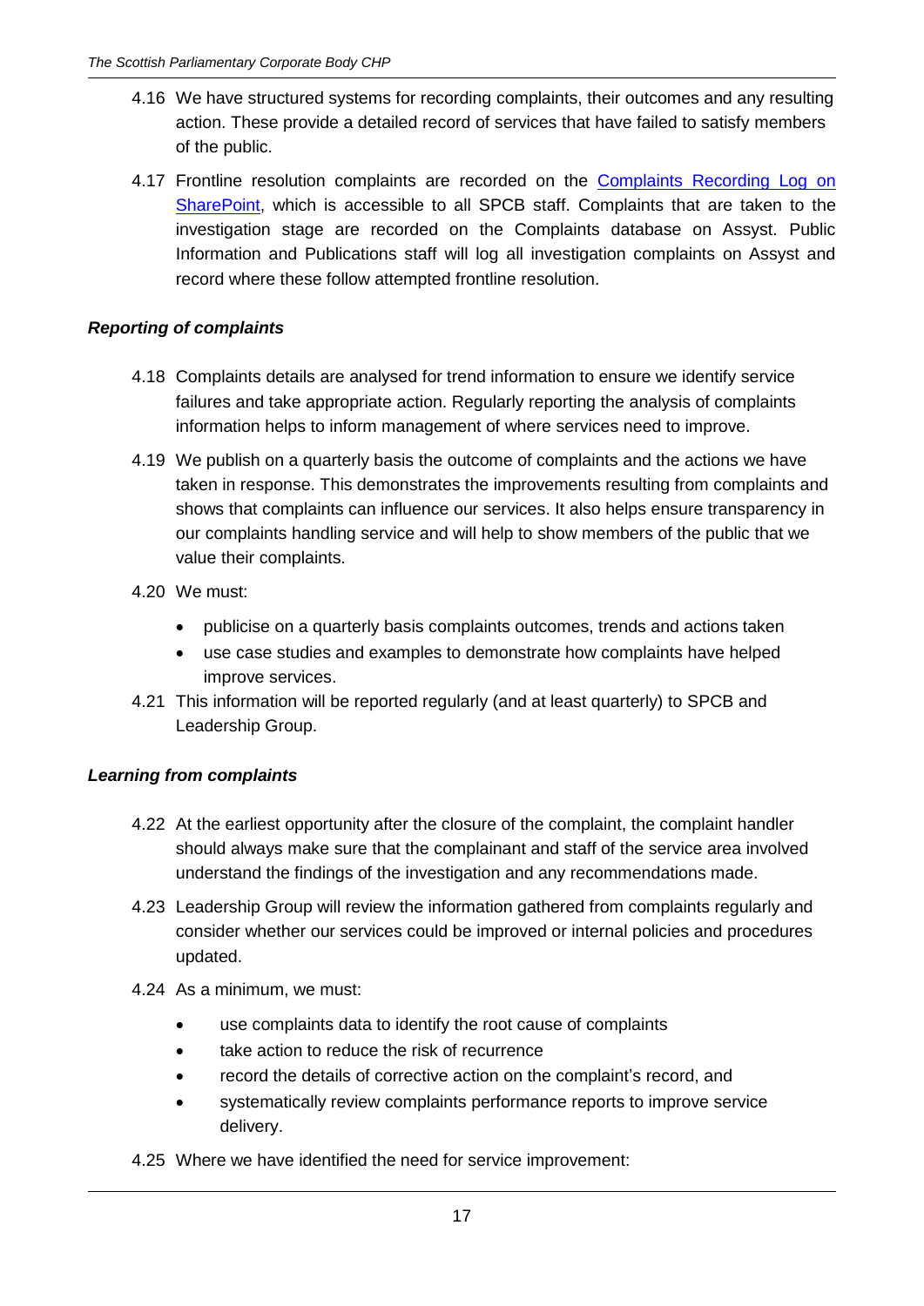4.16 We have structured systems for recording complaints, their outcomes and any resulting action. These provide a detailed record of services that have failed to satisfy members of the public.

4.17 Frontline resolution complaints are recorded on the Complaints Recording Log on SharePoint, which is accessible to all SPCB staff. Complaints that are taken to the investigation stage are recorded on the Complaints database on Assyst. Public Information and Publications staff will log all investigation complaints on Assyst and record where these follow attempted frontline resolution.

### *Reporting of complaints*

4.18 Complaints details are analysed for trend information to ensure we identify service failures and take appropriate action. Regularly reporting the analysis of complaints information helps to inform management of where services need to improve.

4.19 We publish on a quarterly basis the outcome of complaints and the actions we have taken in response. This demonstrates the improvements resulting from complaints and shows that complaints can influence our services. It also helps ensure transparency in our complaints handling service and will help to show members of the public that we value their complaints.

4.20 We must:

- publicise on a quarterly basis complaints outcomes, trends and actions taken
- use case studies and examples to demonstrate how complaints have helped improve services.

4.21 This information will be reported regularly (and at least quarterly) to SPCB and Leadership Group.

### *Learning from complaints*

4.22 At the earliest opportunity after the closure of the complaint, the complaint handler should always make sure that the complainant and staff of the service area involved understand the findings of the investigation and any recommendations made.

4.23 Leadership Group will review the information gathered from complaints regularly and consider whether our services could be improved or internal policies and procedures updated.

4.24 As a minimum, we must:

- use complaints data to identify the root cause of complaints
- take action to reduce the risk of recurrence
- record the details of corrective action on the complaint's record, and
- systematically review complaints performance reports to improve service delivery.

4.25 Where we have identified the need for service improvement: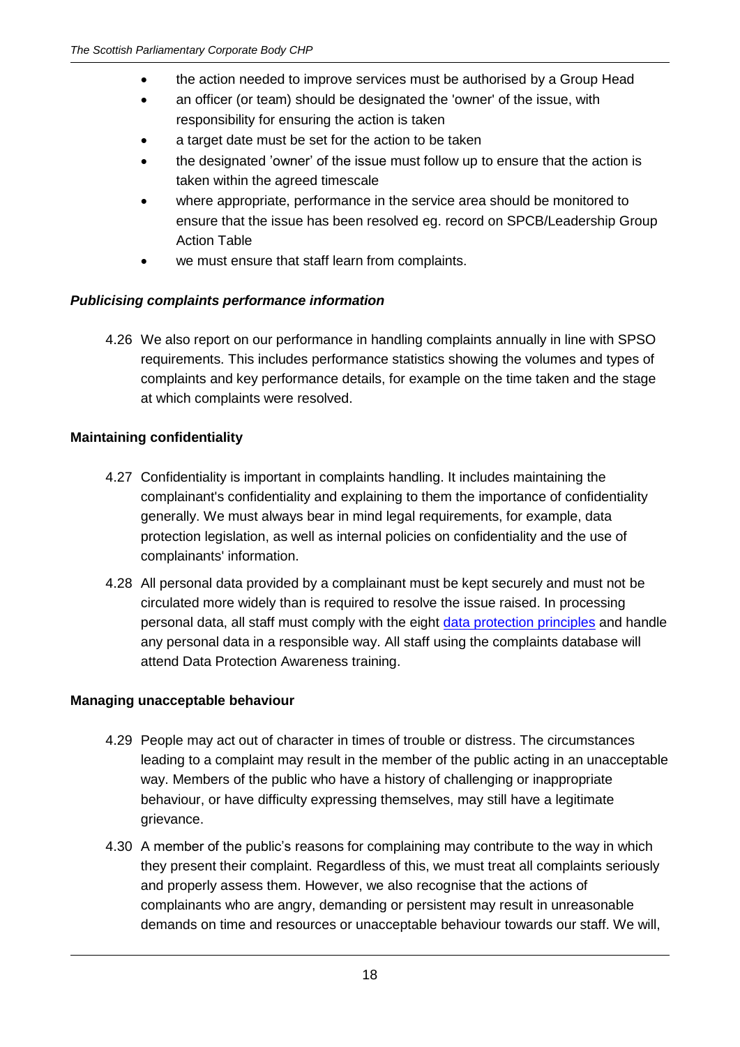- the action needed to improve services must be authorised by a Group Head
- an officer (or team) should be designated the 'owner' of the issue, with responsibility for ensuring the action is taken
- a target date must be set for the action to be taken
- the designated 'owner' of the issue must follow up to ensure that the action is taken within the agreed timescale
- where appropriate, performance in the service area should be monitored to ensure that the issue has been resolved eg. record on SPCB/Leadership Group Action Table
- we must ensure that staff learn from complaints.

***Publicising complaints performance information***

4.26 We also report on our performance in handling complaints annually in line with SPSO requirements. This includes performance statistics showing the volumes and types of complaints and key performance details, for example on the time taken and the stage at which complaints were resolved.

**Maintaining confidentiality**

4.27 Confidentiality is important in complaints handling. It includes maintaining the complainant's confidentiality and explaining to them the importance of confidentiality generally. We must always bear in mind legal requirements, for example, data protection legislation, as well as internal policies on confidentiality and the use of complainants' information.

4.28 All personal data provided by a complainant must be kept securely and must not be circulated more widely than is required to resolve the issue raised. In processing personal data, all staff must comply with the eight data protection principles and handle any personal data in a responsible way. All staff using the complaints database will attend Data Protection Awareness training.

**Managing unacceptable behaviour**

4.29 People may act out of character in times of trouble or distress. The circumstances leading to a complaint may result in the member of the public acting in an unacceptable way. Members of the public who have a history of challenging or inappropriate behaviour, or have difficulty expressing themselves, may still have a legitimate grievance.

4.30 A member of the public's reasons for complaining may contribute to the way in which they present their complaint. Regardless of this, we must treat all complaints seriously and properly assess them. However, we also recognise that the actions of complainants who are angry, demanding or persistent may result in unreasonable demands on time and resources or unacceptable behaviour towards our staff. We will,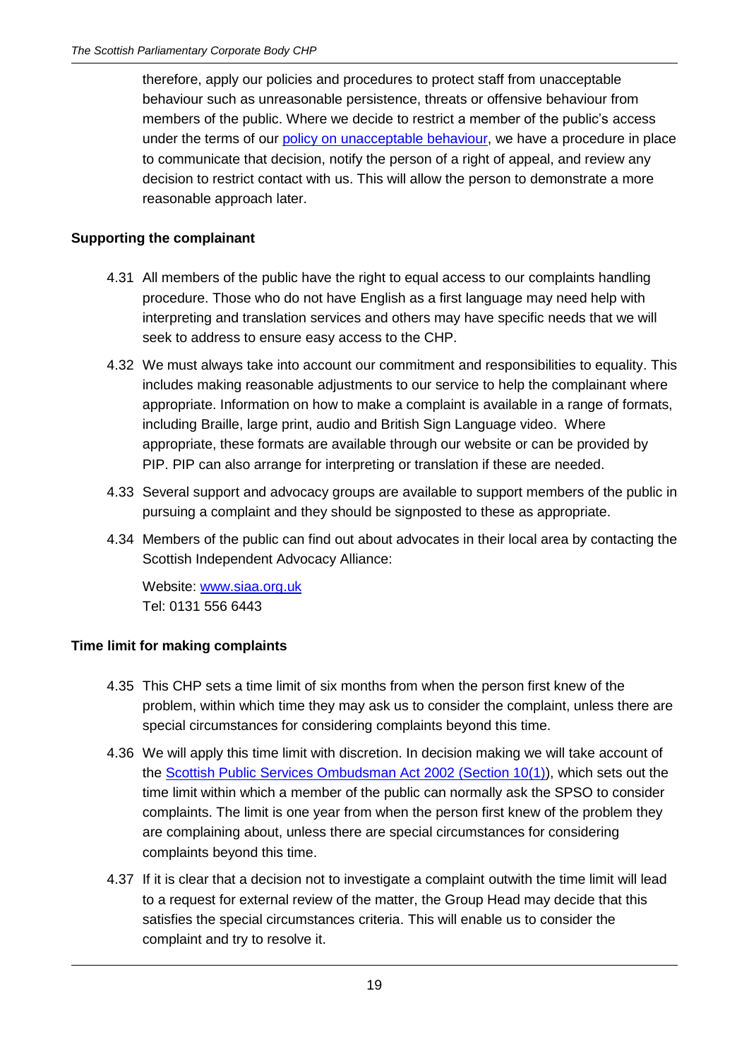therefore, apply our policies and procedures to protect staff from unacceptable behaviour such as unreasonable persistence, threats or offensive behaviour from members of the public. Where we decide to restrict a member of the public's access under the terms of our policy on unacceptable behaviour, we have a procedure in place to communicate that decision, notify the person of a right of appeal, and review any decision to restrict contact with us. This will allow the person to demonstrate a more reasonable approach later.

**Supporting the complainant**

4.31 All members of the public have the right to equal access to our complaints handling procedure. Those who do not have English as a first language may need help with interpreting and translation services and others may have specific needs that we will seek to address to ensure easy access to the CHP.

4.32 We must always take into account our commitment and responsibilities to equality. This includes making reasonable adjustments to our service to help the complainant where appropriate. Information on how to make a complaint is available in a range of formats, including Braille, large print, audio and British Sign Language video. Where appropriate, these formats are available through our website or can be provided by PIP. PIP can also arrange for interpreting or translation if these are needed.

4.33 Several support and advocacy groups are available to support members of the public in pursuing a complaint and they should be signposted to these as appropriate.

4.34 Members of the public can find out about advocates in their local area by contacting the Scottish Independent Advocacy Alliance:

Website: www.siaa.org.uk
Tel: 0131 556 6443

**Time limit for making complaints**

4.35 This CHP sets a time limit of six months from when the person first knew of the problem, within which time they may ask us to consider the complaint, unless there are special circumstances for considering complaints beyond this time.

4.36 We will apply this time limit with discretion. In decision making we will take account of the Scottish Public Services Ombudsman Act 2002 (Section 10(1)), which sets out the time limit within which a member of the public can normally ask the SPSO to consider complaints. The limit is one year from when the person first knew of the problem they are complaining about, unless there are special circumstances for considering complaints beyond this time.

4.37 If it is clear that a decision not to investigate a complaint outwith the time limit will lead to a request for external review of the matter, the Group Head may decide that this satisfies the special circumstances criteria. This will enable us to consider the complaint and try to resolve it.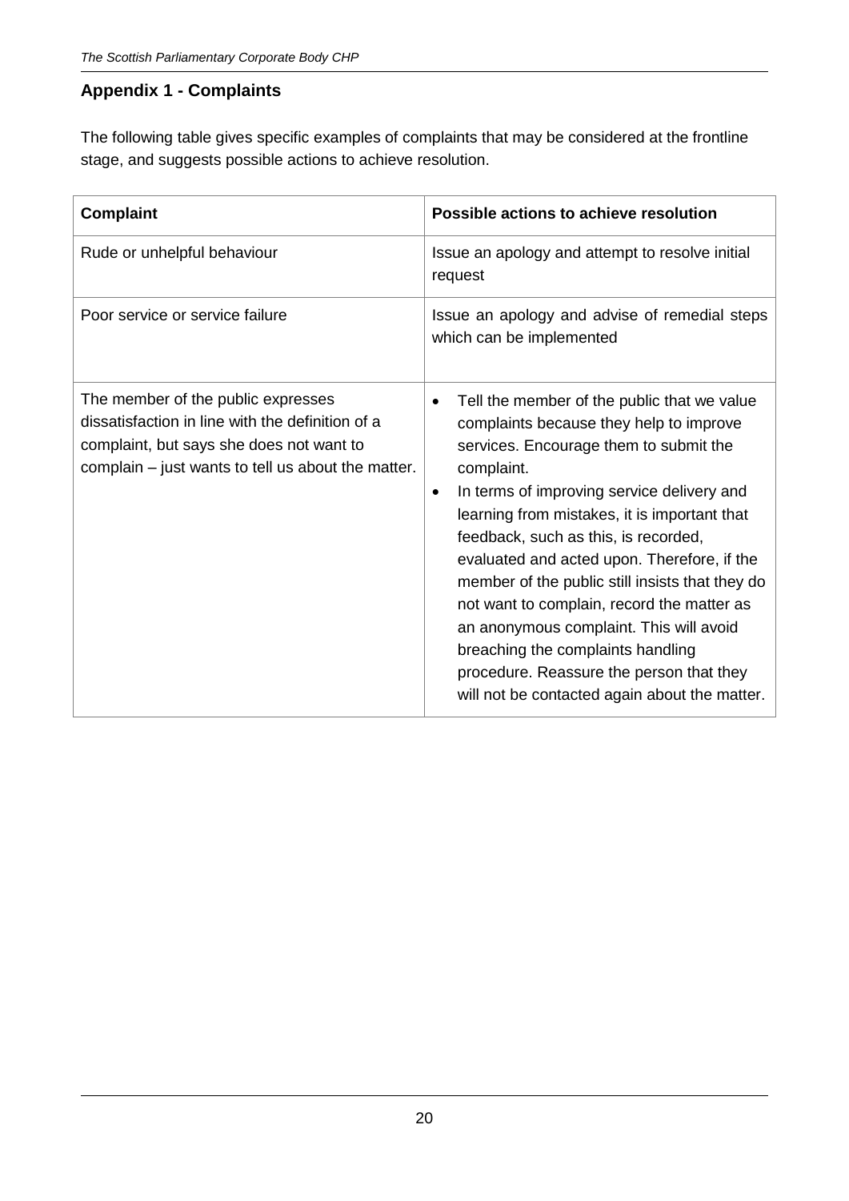## Appendix 1 - Complaints

The following table gives specific examples of complaints that may be considered at the frontline stage, and suggests possible actions to achieve resolution.

| Complaint | Possible actions to achieve resolution |
|---|---|
| Rude or unhelpful behaviour | Issue an apology and attempt to resolve initial request |
| Poor service or service failure | Issue an apology and advise of remedial steps which can be implemented |
| The member of the public expresses dissatisfaction in line with the definition of a complaint, but says she does not want to complain – just wants to tell us about the matter. | • Tell the member of the public that we value complaints because they help to improve services. Encourage them to submit the complaint.<br>• In terms of improving service delivery and learning from mistakes, it is important that feedback, such as this, is recorded, evaluated and acted upon. Therefore, if the member of the public still insists that they do not want to complain, record the matter as an anonymous complaint. This will avoid breaching the complaints handling procedure. Reassure the person that they will not be contacted again about the matter. |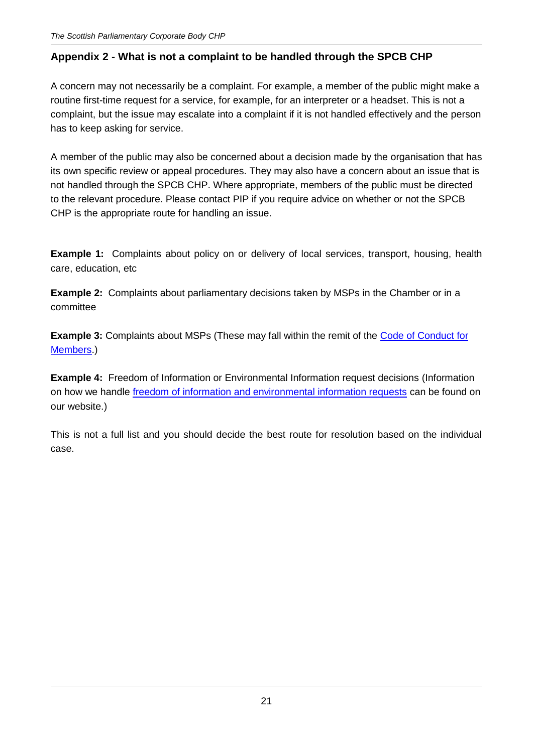## Appendix 2 - What is not a complaint to be handled through the SPCB CHP

A concern may not necessarily be a complaint. For example, a member of the public might make a routine first-time request for a service, for example, for an interpreter or a headset. This is not a complaint, but the issue may escalate into a complaint if it is not handled effectively and the person has to keep asking for service.

A member of the public may also be concerned about a decision made by the organisation that has its own specific review or appeal procedures. They may also have a concern about an issue that is not handled through the SPCB CHP. Where appropriate, members of the public must be directed to the relevant procedure. Please contact PIP if you require advice on whether or not the SPCB CHP is the appropriate route for handling an issue.

**Example 1:** Complaints about policy on or delivery of local services, transport, housing, health care, education, etc

**Example 2:** Complaints about parliamentary decisions taken by MSPs in the Chamber or in a committee

**Example 3:** Complaints about MSPs (These may fall within the remit of the Code of Conduct for Members.)

**Example 4:** Freedom of Information or Environmental Information request decisions (Information on how we handle freedom of information and environmental information requests can be found on our website.)

This is not a full list and you should decide the best route for resolution based on the individual case.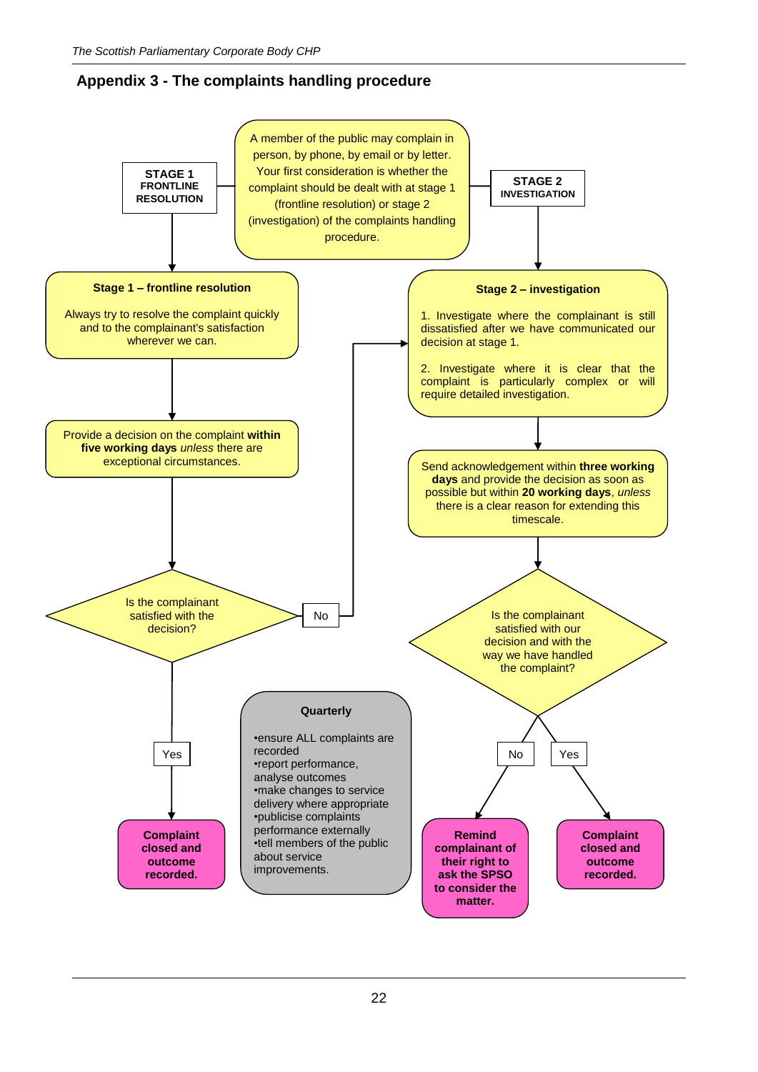## Appendix 3 - The complaints handling procedure

A member of the public may complain in person, by phone, by email or by letter. Your first consideration is whether the complaint should be dealt with at stage 1 (frontline resolution) or stage 2 (investigation) of the complaints handling procedure.

**STAGE 1**
**FRONTLINE RESOLUTION**

**Stage 1 – frontline resolution**

Always try to resolve the complaint quickly and to the complainant's satisfaction wherever we can.

Provide a decision on the complaint **within five working days** *unless* there are exceptional circumstances.

Is the complainant satisfied with the decision?

No

Yes

**Complaint closed and outcome recorded.**

**STAGE 2**
**INVESTIGATION**

**Stage 2 – investigation**

1. Investigate where the complainant is still dissatisfied after we have communicated our decision at stage 1.

2. Investigate where it is clear that the complaint is particularly complex or will require detailed investigation.

Send acknowledgement within **three working days** and provide the decision as soon as possible but within **20 working days**, *unless* there is a clear reason for extending this timescale.

Is the complainant satisfied with our decision and with the way we have handled the complaint?

No

**Remind complainant of their right to ask the SPSO to consider the matter.**

Yes

**Complaint closed and outcome recorded.**

**Quarterly**

- ensure ALL complaints are recorded
- report performance, analyse outcomes
- make changes to service delivery where appropriate
- publicise complaints performance externally
- tell members of the public about service improvements.